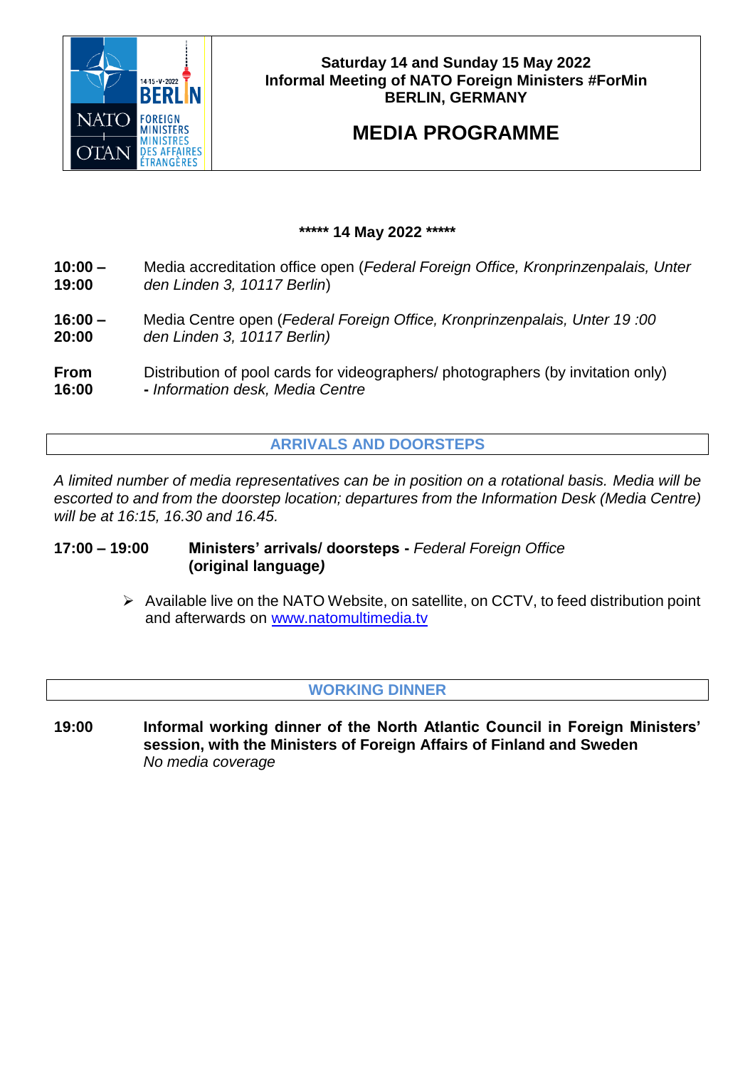**Saturday 14 and Sunday 15 May 2022**
**Informal Meeting of NATO Foreign Ministers #ForMin**
**BERLIN, GERMANY**

# MEDIA PROGRAMME

**\*\*\*\*\* 14 May 2022 \*\*\*\*\***

**10:00 – 19:00** Media accreditation office open (*Federal Foreign Office, Kronprinzenpalais, Unter den Linden 3, 10117 Berlin*)

**16:00 – 20:00** Media Centre open (*Federal Foreign Office, Kronprinzenpalais, Unter 19 :00 den Linden 3, 10117 Berlin)*

**From 16:00** Distribution of pool cards for videographers/ photographers (by invitation only) **-** *Information desk, Media Centre*

## ARRIVALS AND DOORSTEPS

*A limited number of media representatives can be in position on a rotational basis. Media will be escorted to and from the doorstep location; departures from the Information Desk (Media Centre) will be at 16:15, 16.30 and 16.45.*

**17:00 – 19:00** **Ministers' arrivals/ doorsteps -** *Federal Foreign Office* **(original language*)***

- Available live on the NATO Website, on satellite, on CCTV, to feed distribution point and afterwards on www.natomultimedia.tv

## WORKING DINNER

**19:00** **Informal working dinner of the North Atlantic Council in Foreign Ministers' session, with the Ministers of Foreign Affairs of Finland and Sweden**
*No media coverage*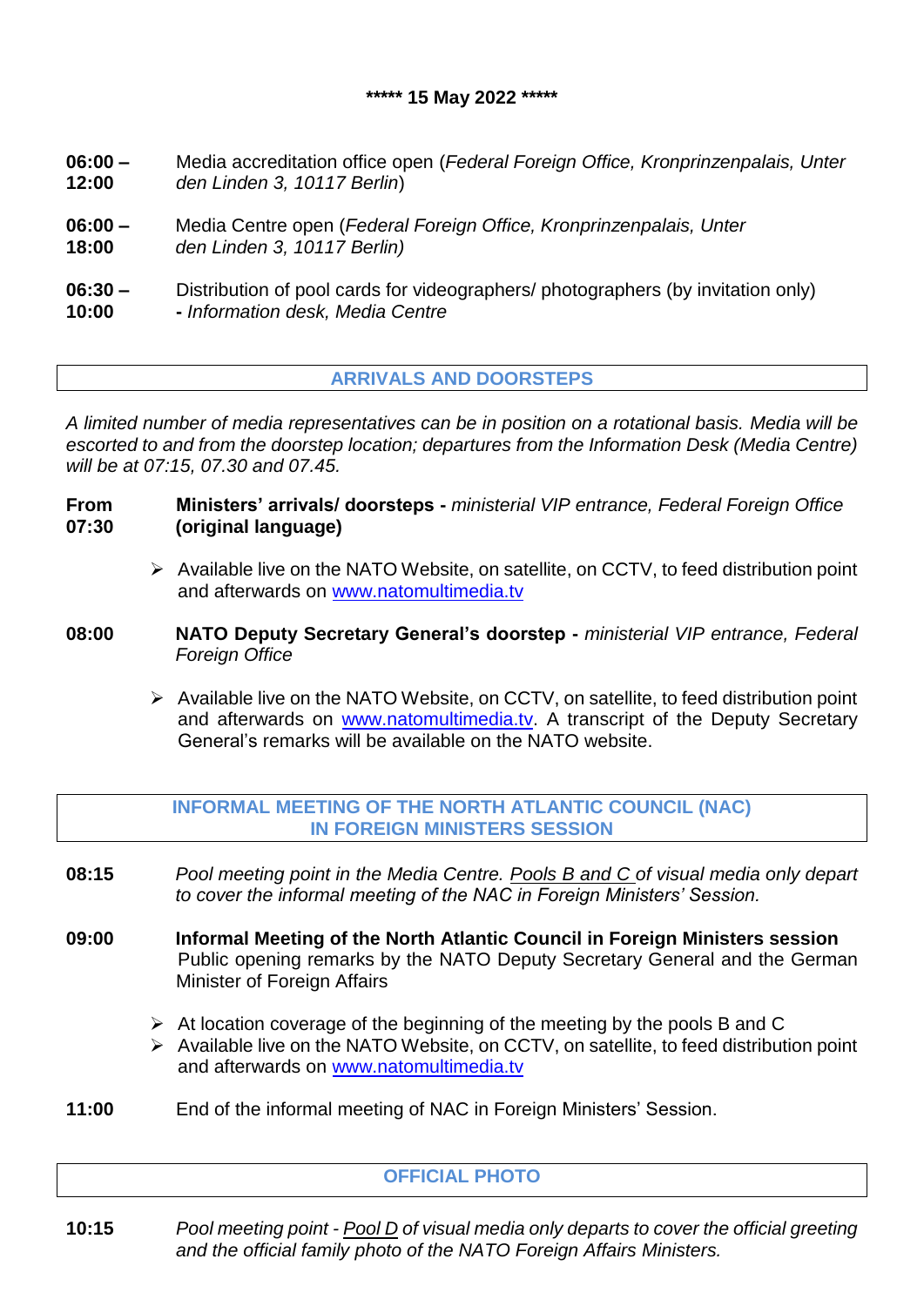**\*\*\*\*\* 15 May 2022 \*\*\*\*\***

**06:00 – 12:00** Media accreditation office open (*Federal Foreign Office, Kronprinzenpalais, Unter den Linden 3, 10117 Berlin*)

**06:00 – 18:00** Media Centre open (*Federal Foreign Office, Kronprinzenpalais, Unter den Linden 3, 10117 Berlin)*

**06:30 – 10:00** Distribution of pool cards for videographers/ photographers (by invitation only) **-** *Information desk, Media Centre*

## ARRIVALS AND DOORSTEPS

*A limited number of media representatives can be in position on a rotational basis. Media will be escorted to and from the doorstep location; departures from the Information Desk (Media Centre) will be at 07:15, 07.30 and 07.45.*

**From 07:30** **Ministers' arrivals/ doorsteps -** *ministerial VIP entrance, Federal Foreign Office* **(original language)**

- Available live on the NATO Website, on satellite, on CCTV, to feed distribution point and afterwards on [www.natomultimedia.tv](www.natomultimedia.tv)

**08:00** **NATO Deputy Secretary General's doorstep -** *ministerial VIP entrance, Federal Foreign Office*

- Available live on the NATO Website, on CCTV, on satellite, to feed distribution point and afterwards on [www.natomultimedia.tv](www.natomultimedia.tv). A transcript of the Deputy Secretary General's remarks will be available on the NATO website.

## INFORMAL MEETING OF THE NORTH ATLANTIC COUNCIL (NAC) IN FOREIGN MINISTERS SESSION

**08:15** *Pool meeting point in the Media Centre. Pools B and C of visual media only depart to cover the informal meeting of the NAC in Foreign Ministers' Session.*

**09:00** **Informal Meeting of the North Atlantic Council in Foreign Ministers session** Public opening remarks by the NATO Deputy Secretary General and the German Minister of Foreign Affairs

- At location coverage of the beginning of the meeting by the pools B and C
- Available live on the NATO Website, on CCTV, on satellite, to feed distribution point and afterwards on [www.natomultimedia.tv](www.natomultimedia.tv)

**11:00** End of the informal meeting of NAC in Foreign Ministers' Session.

## OFFICIAL PHOTO

**10:15** *Pool meeting point - Pool D of visual media only departs to cover the official greeting and the official family photo of the NATO Foreign Affairs Ministers.*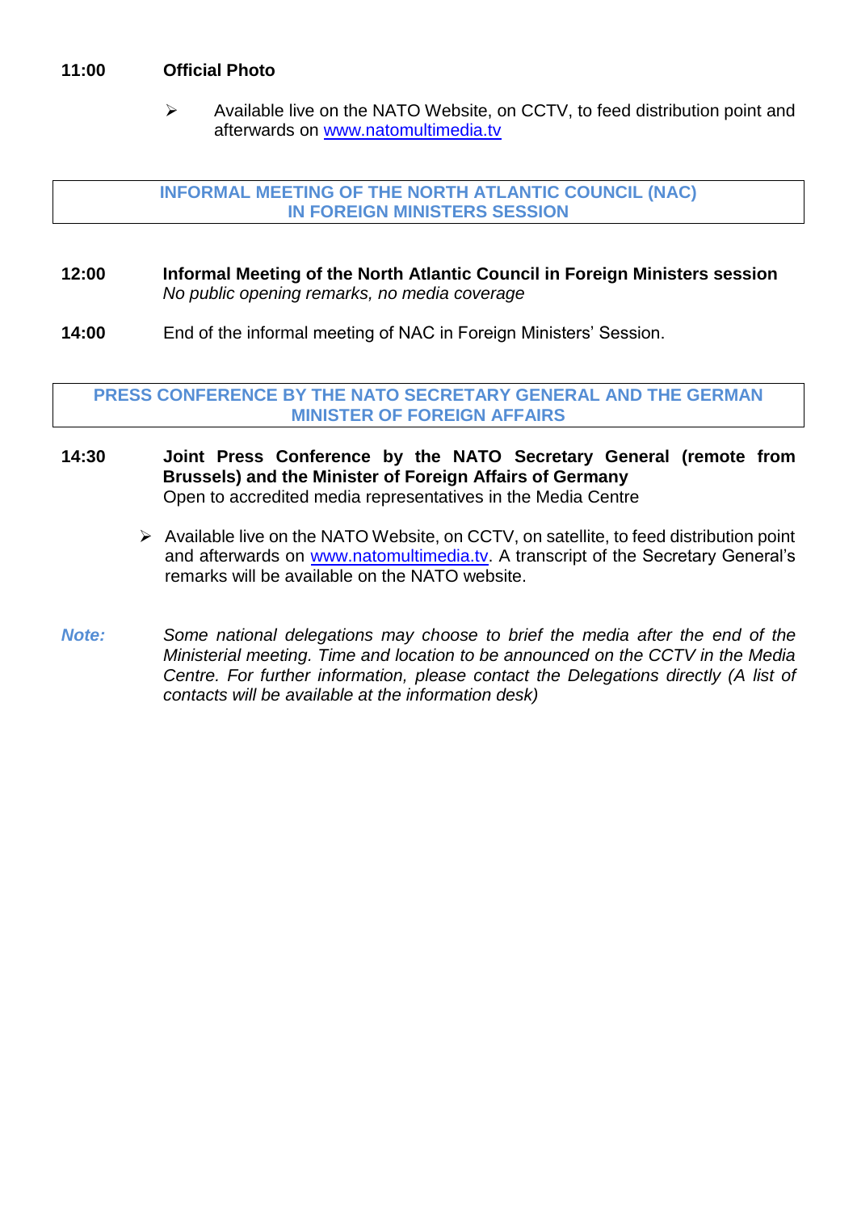**11:00** **Official Photo**

- Available live on the NATO Website, on CCTV, to feed distribution point and afterwards on [www.natomultimedia.tv](http://www.natomultimedia.tv)

## INFORMAL MEETING OF THE NORTH ATLANTIC COUNCIL (NAC) IN FOREIGN MINISTERS SESSION

**12:00** **Informal Meeting of the North Atlantic Council in Foreign Ministers session**
*No public opening remarks, no media coverage*

**14:00** End of the informal meeting of NAC in Foreign Ministers' Session.

## PRESS CONFERENCE BY THE NATO SECRETARY GENERAL AND THE GERMAN MINISTER OF FOREIGN AFFAIRS

**14:30** **Joint Press Conference by the NATO Secretary General (remote from Brussels) and the Minister of Foreign Affairs of Germany**
Open to accredited media representatives in the Media Centre

- Available live on the NATO Website, on CCTV, on satellite, to feed distribution point and afterwards on [www.natomultimedia.tv](http://www.natomultimedia.tv). A transcript of the Secretary General's remarks will be available on the NATO website.

***Note:*** *Some national delegations may choose to brief the media after the end of the Ministerial meeting. Time and location to be announced on the CCTV in the Media Centre. For further information, please contact the Delegations directly (A list of contacts will be available at the information desk)*